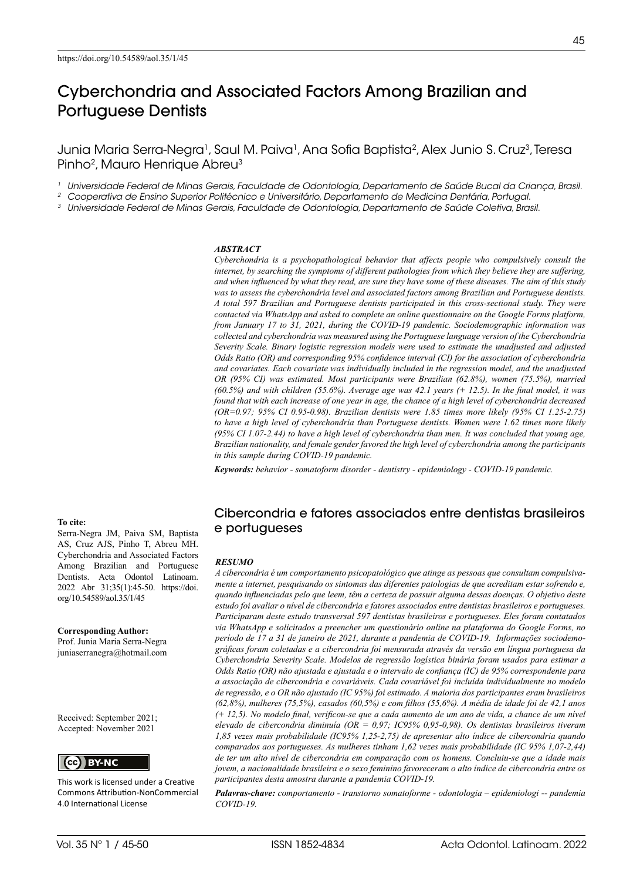https://doi.org/10.54589/aol.35/1/45

# Cyberchondria and Associated Factors Among Brazilian and Portuguese Dentists

Junia Maria Serra-Negra[1], Saul M. Paiva[1], Ana Sofia Baptista[2], Alex Junio S. Cruz[3], Teresa Pinho[2], Mauro Henrique Abreu[3]

[1] Universidade Federal de Minas Gerais, Faculdade de Odontologia, Departamento de Saúde Bucal da Criança, Brasil.
[2] Cooperativa de Ensino Superior Politécnico e Universitário, Departamento de Medicina Dentária, Portugal.
[3] Universidade Federal de Minas Gerais, Faculdade de Odontologia, Departamento de Saúde Coletiva, Brasil.

### ABSTRACT

*Cyberchondria is a psychopathological behavior that affects people who compulsively consult the internet, by searching the symptoms of different pathologies from which they believe they are suffering, and when influenced by what they read, are sure they have some of these diseases. The aim of this study was to assess the cyberchondria level and associated factors among Brazilian and Portuguese dentists. A total 597 Brazilian and Portuguese dentists participated in this cross-sectional study. They were contacted via WhatsApp and asked to complete an online questionnaire on the Google Forms platform, from January 17 to 31, 2021, during the COVID-19 pandemic. Sociodemographic information was collected and cyberchondria was measured using the Portuguese language version of the Cyberchondria Severity Scale. Binary logistic regression models were used to estimate the unadjusted and adjusted Odds Ratio (OR) and corresponding 95% confidence interval (CI) for the association of cyberchondria and covariates. Each covariate was individually included in the regression model, and the unadjusted OR (95% CI) was estimated. Most participants were Brazilian (62.8%), women (75.5%), married (60.5%) and with children (55.6%). Average age was 42.1 years (+ 12.5). In the final model, it was found that with each increase of one year in age, the chance of a high level of cyberchondria decreased (OR=0.97; 95% CI 0.95-0.98). Brazilian dentists were 1.85 times more likely (95% CI 1.25-2.75) to have a high level of cyberchondria than Portuguese dentists. Women were 1.62 times more likely (95% CI 1.07-2.44) to have a high level of cyberchondria than men. It was concluded that young age, Brazilian nationality, and female gender favored the high level of cyberchondria among the participants in this sample during COVID-19 pandemic.*

***Keywords:*** *behavior - somatoform disorder - dentistry - epidemiology - COVID-19 pandemic.*

## Cibercondria e fatores associados entre dentistas brasileiros e portugueses

### RESUMO

*A cibercondria é um comportamento psicopatológico que atinge as pessoas que consultam compulsivamente a internet, pesquisando os sintomas das diferentes patologias de que acreditam estar sofrendo e, quando influenciadas pelo que leem, têm a certeza de possuir alguma dessas doenças. O objetivo deste estudo foi avaliar o nível de cibercondria e fatores associados entre dentistas brasileiros e portugueses. Participaram deste estudo transversal 597 dentistas brasileiros e portugueses. Eles foram contatados via WhatsApp e solicitados a preencher um questionário online na plataforma do Google Forms, no período de 17 a 31 de janeiro de 2021, durante a pandemia de COVID-19. Informações sociodemográficas foram coletadas e a cibercondria foi mensurada através da versão em língua portuguesa da Cyberchondria Severity Scale. Modelos de regressão logística binária foram usados para estimar a Odds Ratio (OR) não ajustada e ajustada e o intervalo de confiança (IC) de 95% correspondente para a associação de cibercondria e covariáveis. Cada covariável foi incluída individualmente no modelo de regressão, e o OR não ajustado (IC 95%) foi estimado. A maioria dos participantes eram brasileiros (62,8%), mulheres (75,5%), casados (60,5%) e com filhos (55,6%). A média de idade foi de 42,1 anos (+ 12,5). No modelo final, verificou-se que a cada aumento de um ano de vida, a chance de um nível elevado de cibercondria diminuía (OR = 0,97; IC95% 0,95-0,98). Os dentistas brasileiros tiveram 1,85 vezes mais probabilidade (IC95% 1,25-2,75) de apresentar alto índice de cibercondria quando comparados aos portugueses. As mulheres tinham 1,62 vezes mais probabilidade (IC 95% 1,07-2,44) de ter um alto nível de cibercondria em comparação com os homens. Concluiu-se que a idade mais jovem, a nacionalidade brasileira e o sexo feminino favoreceram o alto índice de cibercondria entre os participantes desta amostra durante a pandemia COVID-19.*

***Palavras-chave:*** *comportamento - transtorno somatoforme - odontologia – epidemiologi -- pandemia COVID-19.*

**To cite:**
Serra-Negra JM, Paiva SM, Baptista AS, Cruz AJS, Pinho T, Abreu MH. Cyberchondria and Associated Factors Among Brazilian and Portuguese Dentists. Acta Odontol Latinoam. 2022 Abr 31;35(1):45-50. https://doi.org/10.54589/aol.35/1/45

**Corresponding Author:**
Prof. Junia Maria Serra-Negra
juniaserranegra@hotmail.com

Received: September 2021;
Accepted: November 2021

This work is licensed under a Creative Commons Attribution-NonCommercial 4.0 International License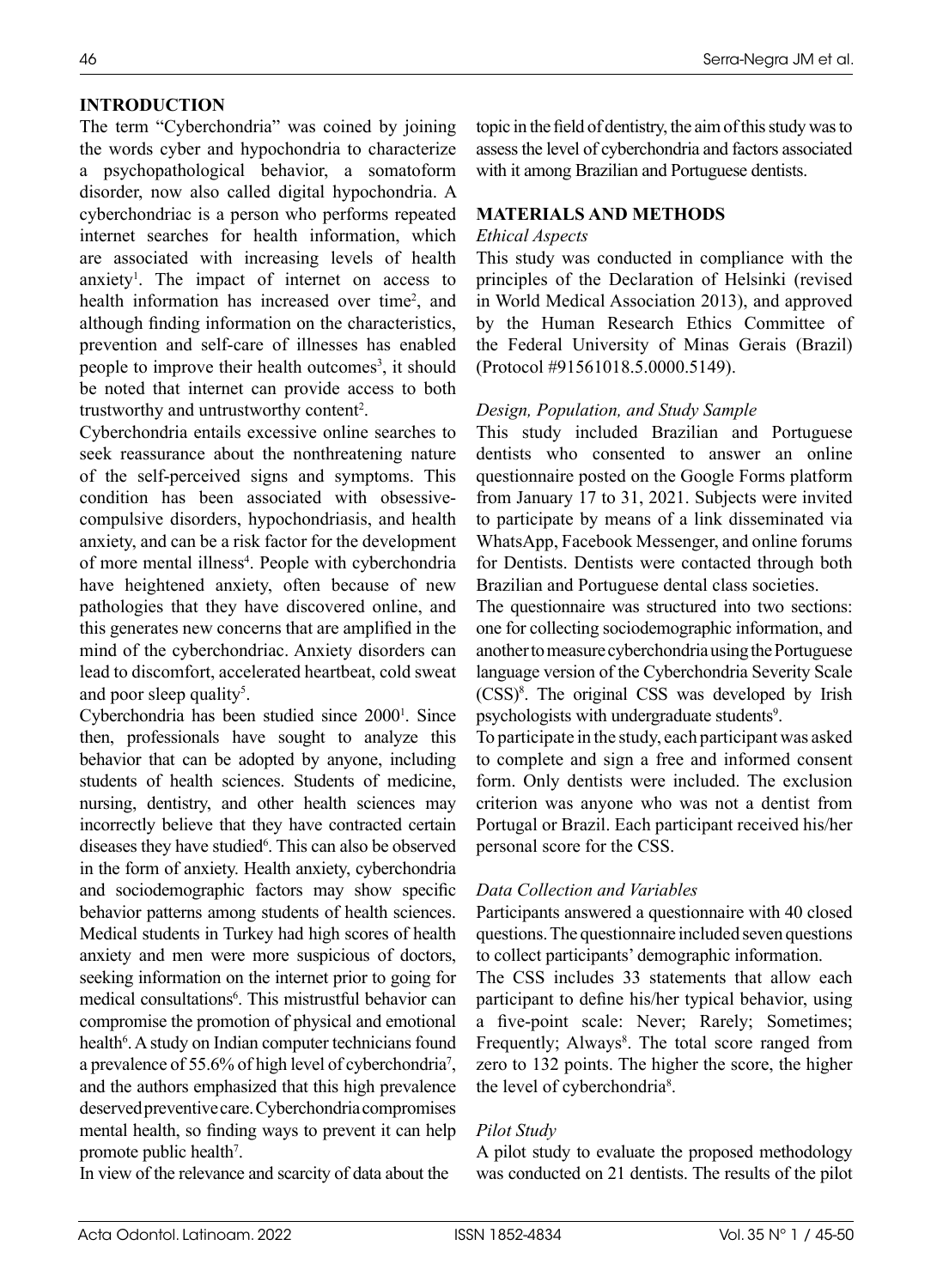## INTRODUCTION

The term "Cyberchondria" was coined by joining the words cyber and hypochondria to characterize a psychopathological behavior, a somatoform disorder, now also called digital hypochondria. A cyberchondriac is a person who performs repeated internet searches for health information, which are associated with increasing levels of health anxiety[1]. The impact of internet on access to health information has increased over time[2], and although finding information on the characteristics, prevention and self-care of illnesses has enabled people to improve their health outcomes[3], it should be noted that internet can provide access to both trustworthy and untrustworthy content[2].

Cyberchondria entails excessive online searches to seek reassurance about the nonthreatening nature of the self-perceived signs and symptoms. This condition has been associated with obsessive-compulsive disorders, hypochondriasis, and health anxiety, and can be a risk factor for the development of more mental illness[4]. People with cyberchondria have heightened anxiety, often because of new pathologies that they have discovered online, and this generates new concerns that are amplified in the mind of the cyberchondriac. Anxiety disorders can lead to discomfort, accelerated heartbeat, cold sweat and poor sleep quality[5].

Cyberchondria has been studied since 2000[1]. Since then, professionals have sought to analyze this behavior that can be adopted by anyone, including students of health sciences. Students of medicine, nursing, dentistry, and other health sciences may incorrectly believe that they have contracted certain diseases they have studied[6]. This can also be observed in the form of anxiety. Health anxiety, cyberchondria and sociodemographic factors may show specific behavior patterns among students of health sciences. Medical students in Turkey had high scores of health anxiety and men were more suspicious of doctors, seeking information on the internet prior to going for medical consultations[6]. This mistrustful behavior can compromise the promotion of physical and emotional health[6]. A study on Indian computer technicians found a prevalence of 55.6% of high level of cyberchondria[7], and the authors emphasized that this high prevalence deserved preventive care. Cyberchondria compromises mental health, so finding ways to prevent it can help promote public health[7].

In view of the relevance and scarcity of data about the topic in the field of dentistry, the aim of this study was to assess the level of cyberchondria and factors associated with it among Brazilian and Portuguese dentists.

## MATERIALS AND METHODS

### *Ethical Aspects*

This study was conducted in compliance with the principles of the Declaration of Helsinki (revised in World Medical Association 2013), and approved by the Human Research Ethics Committee of the Federal University of Minas Gerais (Brazil) (Protocol #91561018.5.0000.5149).

### *Design, Population, and Study Sample*

This study included Brazilian and Portuguese dentists who consented to answer an online questionnaire posted on the Google Forms platform from January 17 to 31, 2021. Subjects were invited to participate by means of a link disseminated via WhatsApp, Facebook Messenger, and online forums for Dentists. Dentists were contacted through both Brazilian and Portuguese dental class societies.

The questionnaire was structured into two sections: one for collecting sociodemographic information, and another to measure cyberchondria using the Portuguese language version of the Cyberchondria Severity Scale (CSS)[8]. The original CSS was developed by Irish psychologists with undergraduate students[9].

To participate in the study, each participant was asked to complete and sign a free and informed consent form. Only dentists were included. The exclusion criterion was anyone who was not a dentist from Portugal or Brazil. Each participant received his/her personal score for the CSS.

### *Data Collection and Variables*

Participants answered a questionnaire with 40 closed questions. The questionnaire included seven questions to collect participants' demographic information.

The CSS includes 33 statements that allow each participant to define his/her typical behavior, using a five-point scale: Never; Rarely; Sometimes; Frequently; Always[8]. The total score ranged from zero to 132 points. The higher the score, the higher the level of cyberchondria[8].

### *Pilot Study*

A pilot study to evaluate the proposed methodology was conducted on 21 dentists. The results of the pilot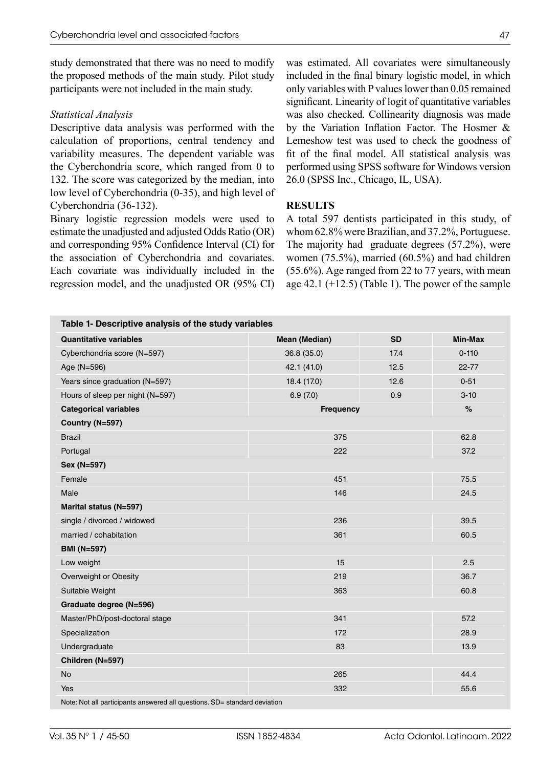study demonstrated that there was no need to modify the proposed methods of the main study. Pilot study participants were not included in the main study.

*Statistical Analysis*

Descriptive data analysis was performed with the calculation of proportions, central tendency and variability measures. The dependent variable was the Cyberchondria score, which ranged from 0 to 132. The score was categorized by the median, into low level of Cyberchondria (0-35), and high level of Cyberchondria (36-132).

Binary logistic regression models were used to estimate the unadjusted and adjusted Odds Ratio (OR) and corresponding 95% Confidence Interval (CI) for the association of Cyberchondria and covariates. Each covariate was individually included in the regression model, and the unadjusted OR (95% CI) was estimated. All covariates were simultaneously included in the final binary logistic model, in which only variables with P values lower than 0.05 remained significant. Linearity of logit of quantitative variables was also checked. Collinearity diagnosis was made by the Variation Inflation Factor. The Hosmer & Lemeshow test was used to check the goodness of fit of the final model. All statistical analysis was performed using SPSS software for Windows version 26.0 (SPSS Inc., Chicago, IL, USA).

## RESULTS

A total 597 dentists participated in this study, of whom 62.8% were Brazilian, and 37.2%, Portuguese. The majority had graduate degrees (57.2%), were women (75.5%), married (60.5%) and had children (55.6%). Age ranged from 22 to 77 years, with mean age 42.1 (+12.5) (Table 1). The power of the sample

**Table 1- Descriptive analysis of the study variables**

| Quantitative variables | Mean (Median) | SD | Min-Max |
|---|---|---|---|
| Cyberchondria score (N=597) | 36.8 (35.0) | 17.4 | 0-110 |
| Age (N=596) | 42.1 (41.0) | 12.5 | 22-77 |
| Years since graduation (N=597) | 18.4 (17.0) | 12.6 | 0-51 |
| Hours of sleep per night (N=597) | 6.9 (7.0) | 0.9 | 3-10 |
| **Categorical variables** | **Frequency** | | **%** |
| **Country (N=597)** | | | |
| Brazil | 375 | | 62.8 |
| Portugal | 222 | | 37.2 |
| **Sex (N=597)** | | | |
| Female | 451 | | 75.5 |
| Male | 146 | | 24.5 |
| **Marital status (N=597)** | | | |
| single / divorced / widowed | 236 | | 39.5 |
| married / cohabitation | 361 | | 60.5 |
| **BMI (N=597)** | | | |
| Low weight | 15 | | 2.5 |
| Overweight or Obesity | 219 | | 36.7 |
| Suitable Weight | 363 | | 60.8 |
| **Graduate degree (N=596)** | | | |
| Master/PhD/post-doctoral stage | 341 | | 57.2 |
| Specialization | 172 | | 28.9 |
| Undergraduate | 83 | | 13.9 |
| **Children (N=597)** | | | |
| No | 265 | | 44.4 |
| Yes | 332 | | 55.6 |

Note: Not all participants answered all questions. SD= standard deviation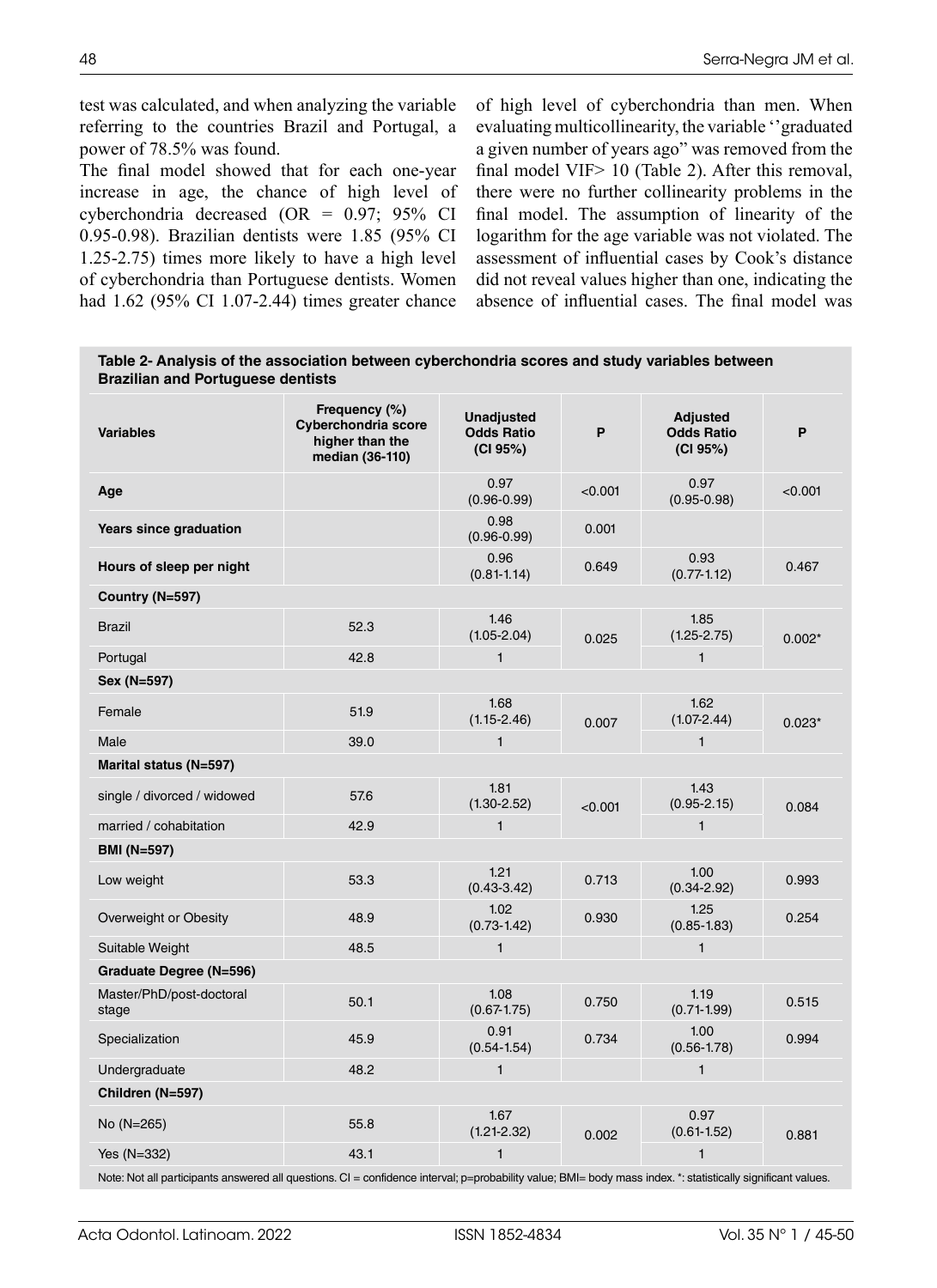test was calculated, and when analyzing the variable referring to the countries Brazil and Portugal, a power of 78.5% was found.

The final model showed that for each one-year increase in age, the chance of high level of cyberchondria decreased (OR = 0.97; 95% CI 0.95-0.98). Brazilian dentists were 1.85 (95% CI 1.25-2.75) times more likely to have a high level of cyberchondria than Portuguese dentists. Women had 1.62 (95% CI 1.07-2.44) times greater chance of high level of cyberchondria than men. When evaluating multicollinearity, the variable ''graduated a given number of years ago" was removed from the final model VIF> 10 (Table 2). After this removal, there were no further collinearity problems in the final model. The assumption of linearity of the logarithm for the age variable was not violated. The assessment of influential cases by Cook's distance did not reveal values higher than one, indicating the absence of influential cases. The final model was

**Table 2- Analysis of the association between cyberchondria scores and study variables between Brazilian and Portuguese dentists**

| Variables | Frequency (%) Cyberchondria score higher than the median (36-110) | Unadjusted Odds Ratio (CI 95%) | P | Adjusted Odds Ratio (CI 95%) | P |
|---|---|---|---|---|---|
| **Age** | | 0.97 (0.96-0.99) | <0.001 | 0.97 (0.95-0.98) | <0.001 |
| **Years since graduation** | | 0.98 (0.96-0.99) | 0.001 | | |
| **Hours of sleep per night** | | 0.96 (0.81-1.14) | 0.649 | 0.93 (0.77-1.12) | 0.467 |
| **Country (N=597)** | | | | | |
| Brazil | 52.3 | 1.46 (1.05-2.04) | 0.025 | 1.85 (1.25-2.75) | 0.002* |
| Portugal | 42.8 | 1 | | 1 | |
| **Sex (N=597)** | | | | | |
| Female | 51.9 | 1.68 (1.15-2.46) | 0.007 | 1.62 (1.07-2.44) | 0.023* |
| Male | 39.0 | 1 | | 1 | |
| **Marital status (N=597)** | | | | | |
| single / divorced / widowed | 57.6 | 1.81 (1.30-2.52) | <0.001 | 1.43 (0.95-2.15) | 0.084 |
| married / cohabitation | 42.9 | 1 | | 1 | |
| **BMI (N=597)** | | | | | |
| Low weight | 53.3 | 1.21 (0.43-3.42) | 0.713 | 1.00 (0.34-2.92) | 0.993 |
| Overweight or Obesity | 48.9 | 1.02 (0.73-1.42) | 0.930 | 1.25 (0.85-1.83) | 0.254 |
| Suitable Weight | 48.5 | 1 | | 1 | |
| **Graduate Degree (N=596)** | | | | | |
| Master/PhD/post-doctoral stage | 50.1 | 1.08 (0.67-1.75) | 0.750 | 1.19 (0.71-1.99) | 0.515 |
| Specialization | 45.9 | 0.91 (0.54-1.54) | 0.734 | 1.00 (0.56-1.78) | 0.994 |
| Undergraduate | 48.2 | 1 | | 1 | |
| **Children (N=597)** | | | | | |
| No (N=265) | 55.8 | 1.67 (1.21-2.32) | 0.002 | 0.97 (0.61-1.52) | 0.881 |
| Yes (N=332) | 43.1 | 1 | | 1 | |

Note: Not all participants answered all questions. CI = confidence interval; p=probability value; BMI= body mass index. *: statistically significant values.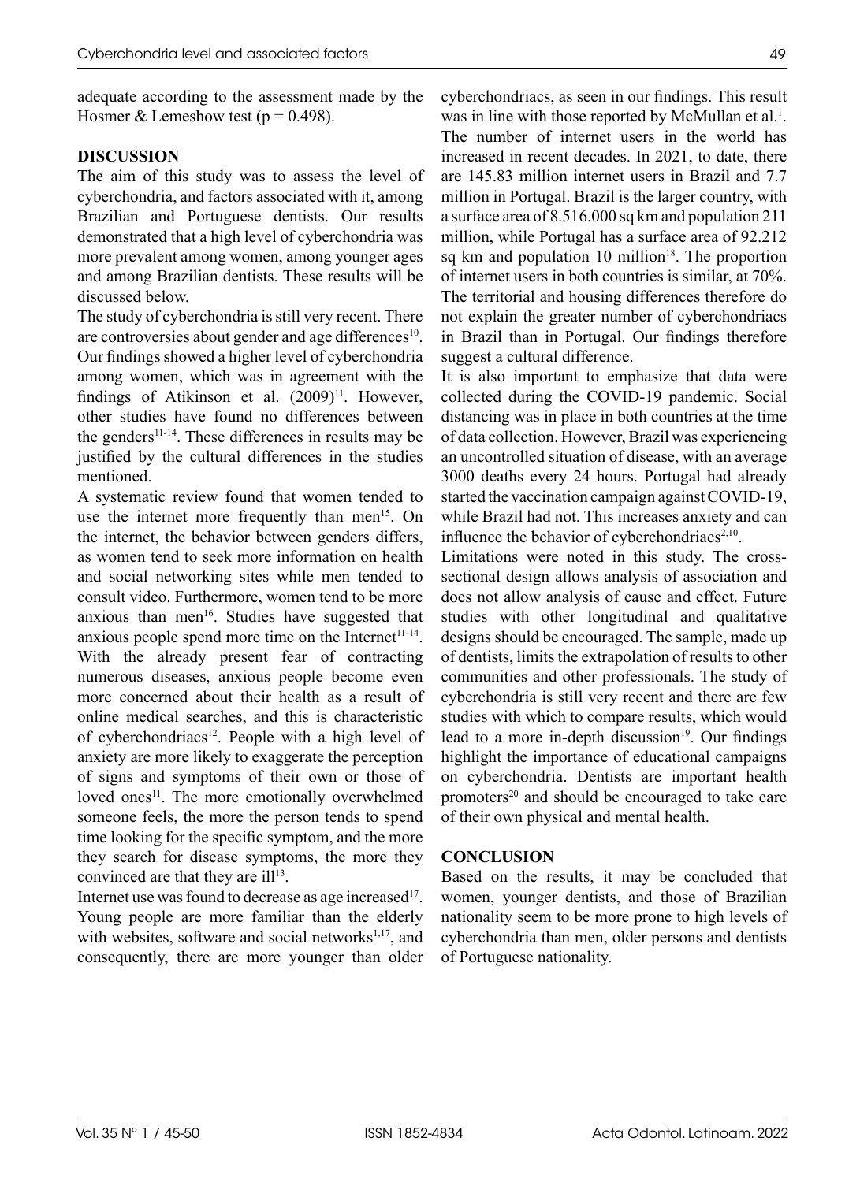adequate according to the assessment made by the Hosmer & Lemeshow test ($p = 0.498$).

## DISCUSSION

The aim of this study was to assess the level of cyberchondria, and factors associated with it, among Brazilian and Portuguese dentists. Our results demonstrated that a high level of cyberchondria was more prevalent among women, among younger ages and among Brazilian dentists. These results will be discussed below.

The study of cyberchondria is still very recent. There are controversies about gender and age differences[10]. Our findings showed a higher level of cyberchondria among women, which was in agreement with the findings of Atikinson et al. (2009)[11]. However, other studies have found no differences between the genders[11-14]. These differences in results may be justified by the cultural differences in the studies mentioned.

A systematic review found that women tended to use the internet more frequently than men[15]. On the internet, the behavior between genders differs, as women tend to seek more information on health and social networking sites while men tended to consult video. Furthermore, women tend to be more anxious than men[16]. Studies have suggested that anxious people spend more time on the Internet[11-14]. With the already present fear of contracting numerous diseases, anxious people become even more concerned about their health as a result of online medical searches, and this is characteristic of cyberchondriacs[12]. People with a high level of anxiety are more likely to exaggerate the perception of signs and symptoms of their own or those of loved ones[11]. The more emotionally overwhelmed someone feels, the more the person tends to spend time looking for the specific symptom, and the more they search for disease symptoms, the more they convinced are that they are ill[13].

Internet use was found to decrease as age increased[17]. Young people are more familiar than the elderly with websites, software and social networks[1,17], and consequently, there are more younger than older cyberchondriacs, as seen in our findings. This result was in line with those reported by McMullan et al.[1]. The number of internet users in the world has increased in recent decades. In 2021, to date, there are 145.83 million internet users in Brazil and 7.7 million in Portugal. Brazil is the larger country, with a surface area of 8.516.000 sq km and population 211 million, while Portugal has a surface area of 92.212 sq km and population 10 million[18]. The proportion of internet users in both countries is similar, at 70%. The territorial and housing differences therefore do not explain the greater number of cyberchondriacs in Brazil than in Portugal. Our findings therefore suggest a cultural difference.

It is also important to emphasize that data were collected during the COVID-19 pandemic. Social distancing was in place in both countries at the time of data collection. However, Brazil was experiencing an uncontrolled situation of disease, with an average 3000 deaths every 24 hours. Portugal had already started the vaccination campaign against COVID-19, while Brazil had not. This increases anxiety and can influence the behavior of cyberchondriacs[2,10].

Limitations were noted in this study. The cross-sectional design allows analysis of association and does not allow analysis of cause and effect. Future studies with other longitudinal and qualitative designs should be encouraged. The sample, made up of dentists, limits the extrapolation of results to other communities and other professionals. The study of cyberchondria is still very recent and there are few studies with which to compare results, which would lead to a more in-depth discussion[19]. Our findings highlight the importance of educational campaigns on cyberchondria. Dentists are important health promoters[20] and should be encouraged to take care of their own physical and mental health.

## CONCLUSION

Based on the results, it may be concluded that women, younger dentists, and those of Brazilian nationality seem to be more prone to high levels of cyberchondria than men, older persons and dentists of Portuguese nationality.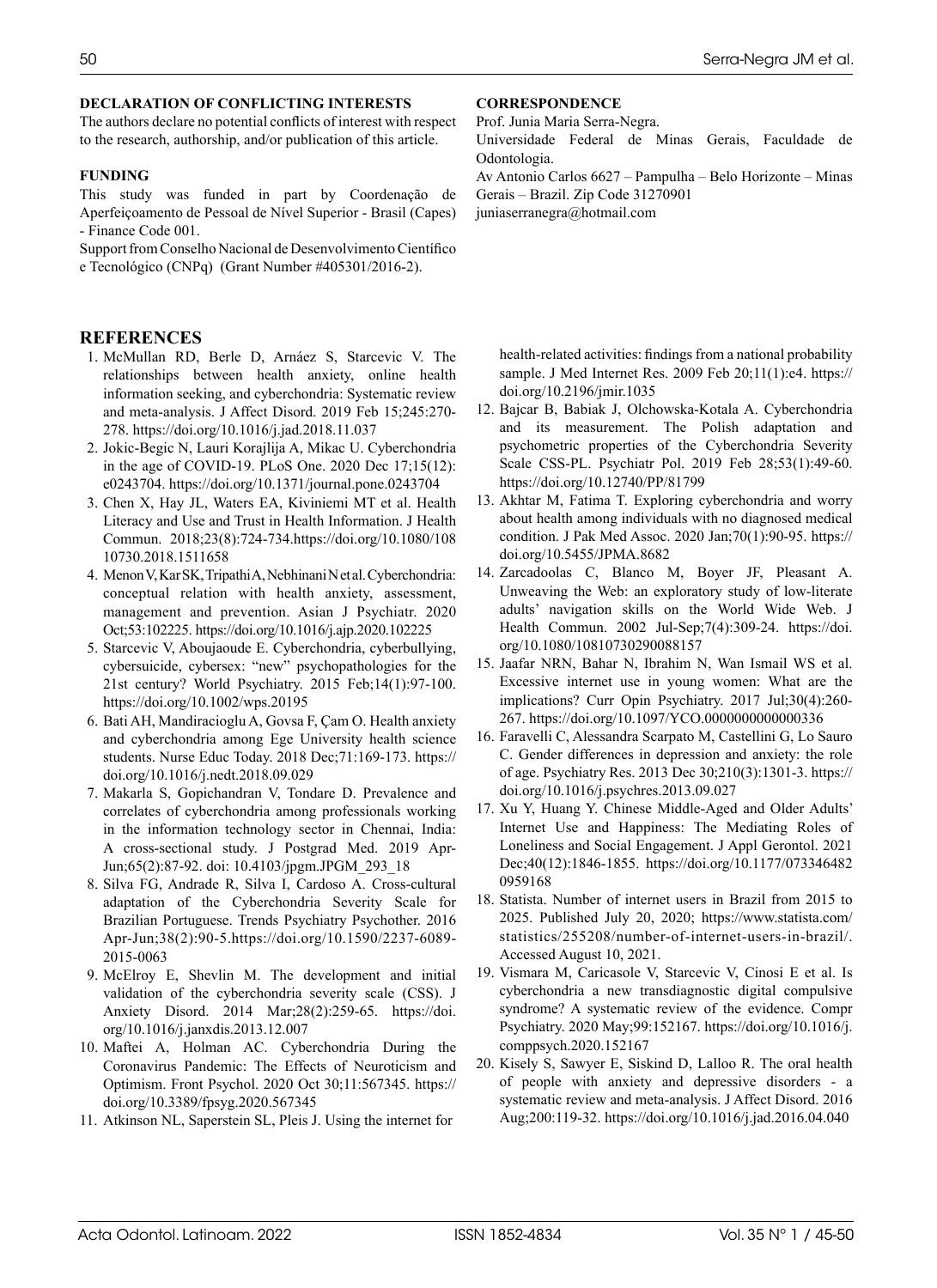## DECLARATION OF CONFLICTING INTERESTS

The authors declare no potential conflicts of interest with respect to the research, authorship, and/or publication of this article.

## FUNDING

This study was funded in part by Coordenação de Aperfeiçoamento de Pessoal de Nível Superior - Brasil (Capes) - Finance Code 001.

Support from Conselho Nacional de Desenvolvimento Científico e Tecnológico (CNPq) (Grant Number #405301/2016-2).

## CORRESPONDENCE

Prof. Junia Maria Serra-Negra.

Universidade Federal de Minas Gerais, Faculdade de Odontologia.

Av Antonio Carlos 6627 – Pampulha – Belo Horizonte – Minas Gerais – Brazil. Zip Code 31270901

juniaserranegra@hotmail.com

## REFERENCES

1. McMullan RD, Berle D, Arnáez S, Starcevic V. The relationships between health anxiety, online health information seeking, and cyberchondria: Systematic review and meta-analysis. J Affect Disord. 2019 Feb 15;245:270-278. https://doi.org/10.1016/j.jad.2018.11.037
2. Jokic-Begic N, Lauri Korajlija A, Mikac U. Cyberchondria in the age of COVID-19. PLoS One. 2020 Dec 17;15(12): e0243704. https://doi.org/10.1371/journal.pone.0243704
3. Chen X, Hay JL, Waters EA, Kiviniemi MT et al. Health Literacy and Use and Trust in Health Information. J Health Commun. 2018;23(8):724-734.https://doi.org/10.1080/10810730.2018.1511658
4. Menon V, Kar SK, Tripathi A, Nebhinani N et al. Cyberchondria: conceptual relation with health anxiety, assessment, management and prevention. Asian J Psychiatr. 2020 Oct;53:102225. https://doi.org/10.1016/j.ajp.2020.102225
5. Starcevic V, Aboujaoude E. Cyberchondria, cyberbullying, cybersuicide, cybersex: "new" psychopathologies for the 21st century? World Psychiatry. 2015 Feb;14(1):97-100. https://doi.org/10.1002/wps.20195
6. Bati AH, Mandiracioglu A, Govsa F, Çam O. Health anxiety and cyberchondria among Ege University health science students. Nurse Educ Today. 2018 Dec;71:169-173. https://doi.org/10.1016/j.nedt.2018.09.029
7. Makarla S, Gopichandran V, Tondare D. Prevalence and correlates of cyberchondria among professionals working in the information technology sector in Chennai, India: A cross-sectional study. J Postgrad Med. 2019 Apr-Jun;65(2):87-92. doi: 10.4103/jpgm.JPGM_293_18
8. Silva FG, Andrade R, Silva I, Cardoso A. Cross-cultural adaptation of the Cyberchondria Severity Scale for Brazilian Portuguese. Trends Psychiatry Psychother. 2016 Apr-Jun;38(2):90-5.https://doi.org/10.1590/2237-6089-2015-0063
9. McElroy E, Shevlin M. The development and initial validation of the cyberchondria severity scale (CSS). J Anxiety Disord. 2014 Mar;28(2):259-65. https://doi.org/10.1016/j.janxdis.2013.12.007
10. Maftei A, Holman AC. Cyberchondria During the Coronavirus Pandemic: The Effects of Neuroticism and Optimism. Front Psychol. 2020 Oct 30;11:567345. https://doi.org/10.3389/fpsyg.2020.567345
11. Atkinson NL, Saperstein SL, Pleis J. Using the internet for health-related activities: findings from a national probability sample. J Med Internet Res. 2009 Feb 20;11(1):e4. https://doi.org/10.2196/jmir.1035
12. Bajcar B, Babiak J, Olchowska-Kotala A. Cyberchondria and its measurement. The Polish adaptation and psychometric properties of the Cyberchondria Severity Scale CSS-PL. Psychiatr Pol. 2019 Feb 28;53(1):49-60. https://doi.org/10.12740/PP/81799
13. Akhtar M, Fatima T. Exploring cyberchondria and worry about health among individuals with no diagnosed medical condition. J Pak Med Assoc. 2020 Jan;70(1):90-95. https://doi.org/10.5455/JPMA.8682
14. Zarcadoolas C, Blanco M, Boyer JF, Pleasant A. Unweaving the Web: an exploratory study of low-literate adults' navigation skills on the World Wide Web. J Health Commun. 2002 Jul-Sep;7(4):309-24. https://doi.org/10.1080/10810730290088157
15. Jaafar NRN, Bahar N, Ibrahim N, Wan Ismail WS et al. Excessive internet use in young women: What are the implications? Curr Opin Psychiatry. 2017 Jul;30(4):260-267. https://doi.org/10.1097/YCO.0000000000000336
16. Faravelli C, Alessandra Scarpato M, Castellini G, Lo Sauro C. Gender differences in depression and anxiety: the role of age. Psychiatry Res. 2013 Dec 30;210(3):1301-3. https://doi.org/10.1016/j.psychres.2013.09.027
17. Xu Y, Huang Y. Chinese Middle-Aged and Older Adults' Internet Use and Happiness: The Mediating Roles of Loneliness and Social Engagement. J Appl Gerontol. 2021 Dec;40(12):1846-1855. https://doi.org/10.1177/0733464820959168
18. Statista. Number of internet users in Brazil from 2015 to 2025. Published July 20, 2020; https://www.statista.com/statistics/255208/number-of-internet-users-in-brazil/. Accessed August 10, 2021.
19. Vismara M, Caricasole V, Starcevic V, Cinosi E et al. Is cyberchondria a new transdiagnostic digital compulsive syndrome? A systematic review of the evidence. Compr Psychiatry. 2020 May;99:152167. https://doi.org/10.1016/j.comppsych.2020.152167
20. Kisely S, Sawyer E, Siskind D, Lalloo R. The oral health of people with anxiety and depressive disorders - a systematic review and meta-analysis. J Affect Disord. 2016 Aug;200:119-32. https://doi.org/10.1016/j.jad.2016.04.040